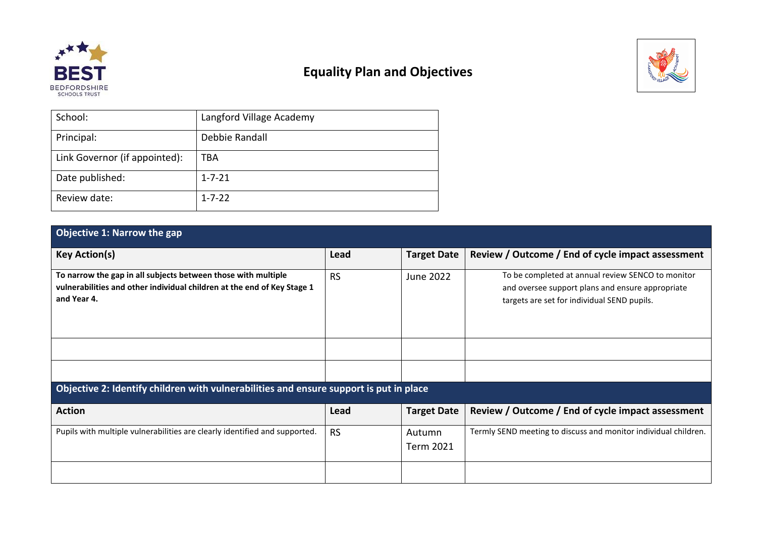# Equality Plan and Objectives

| School: | Langford Village Academy |
|---|---|
| Principal: | Debbie Randall |
| Link Governor (if appointed): | TBA |
| Date published: | 1-7-21 |
| Review date: | 1-7-22 |

| **Objective 1: Narrow the gap** | | | |
|---|---|---|---|
| **Key Action(s)** | **Lead** | **Target Date** | **Review / Outcome / End of cycle impact assessment** |
| **To narrow the gap in all subjects between those with multiple vulnerabilities and other individual children at the end of Key Stage 1 and Year 4.** | RS | June 2022 | To be completed at annual review SENCO to monitor and oversee support plans and ensure appropriate targets are set for individual SEND pupils. |
| | | | |
| | | | |

| **Objective 2: Identify children with vulnerabilities and ensure support is put in place** | | | |
|---|---|---|---|
| **Action** | **Lead** | **Target Date** | **Review / Outcome / End of cycle impact assessment** |
| Pupils with multiple vulnerabilities are clearly identified and supported. | RS | Autumn Term 2021 | Termly SEND meeting to discuss and monitor individual children. |
| | | | |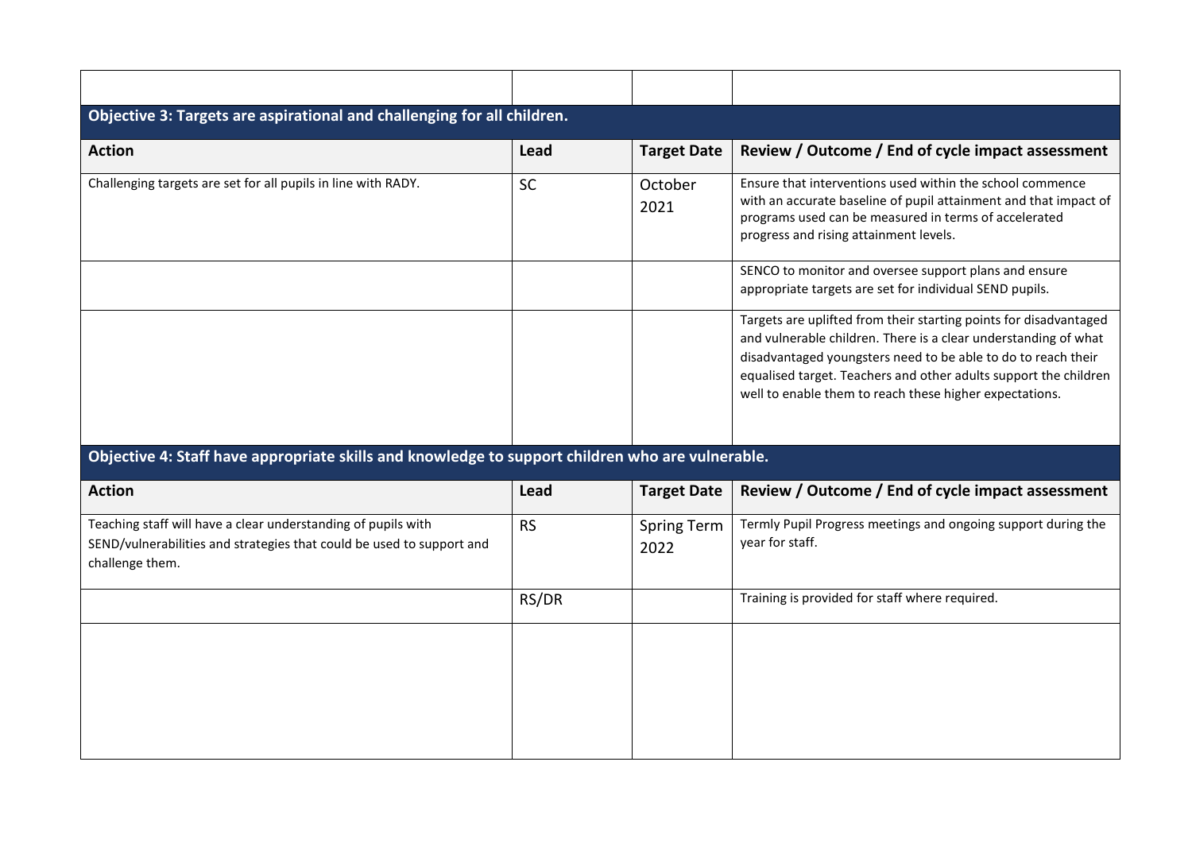| | | | |
|---|---|---|---|
| | | | |

**Objective 3: Targets are aspirational and challenging for all children.**

| Action | Lead | Target Date | Review / Outcome / End of cycle impact assessment |
|---|---|---|---|
| Challenging targets are set for all pupils in line with RADY. | SC | October 2021 | Ensure that interventions used within the school commence with an accurate baseline of pupil attainment and that impact of programs used can be measured in terms of accelerated progress and rising attainment levels. |
| | | | SENCO to monitor and oversee support plans and ensure appropriate targets are set for individual SEND pupils. |
| | | | Targets are uplifted from their starting points for disadvantaged and vulnerable children. There is a clear understanding of what disadvantaged youngsters need to be able to do to reach their equalised target. Teachers and other adults support the children well to enable them to reach these higher expectations. |

**Objective 4: Staff have appropriate skills and knowledge to support children who are vulnerable.**

| Action | Lead | Target Date | Review / Outcome / End of cycle impact assessment |
|---|---|---|---|
| Teaching staff will have a clear understanding of pupils with SEND/vulnerabilities and strategies that could be used to support and challenge them. | RS | Spring Term 2022 | Termly Pupil Progress meetings and ongoing support during the year for staff. |
| | RS/DR | | Training is provided for staff where required. |
| | | | |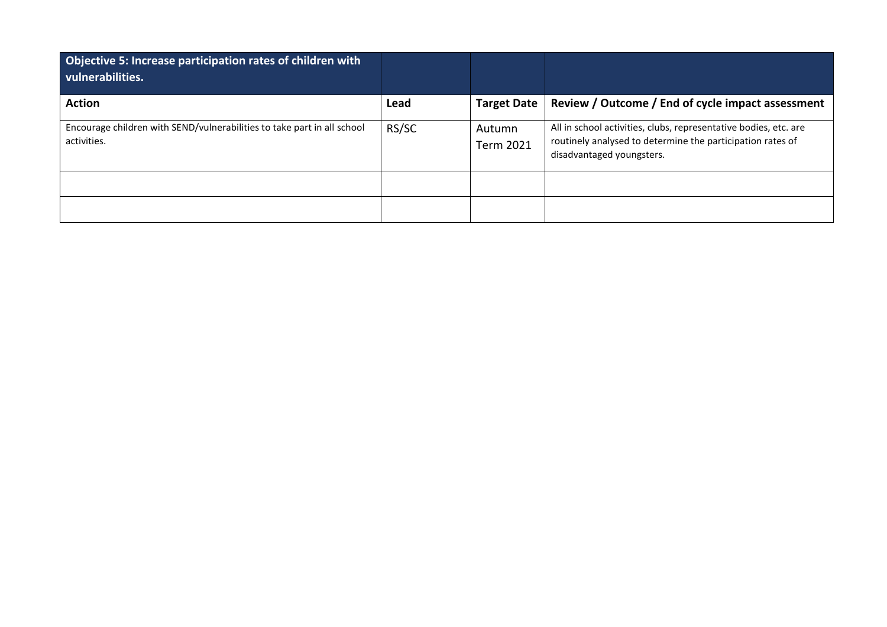| Objective 5: Increase participation rates of children with vulnerabilities. | | | |
|---|---|---|---|
| **Action** | **Lead** | **Target Date** | **Review / Outcome / End of cycle impact assessment** |
| Encourage children with SEND/vulnerabilities to take part in all school activities. | RS/SC | Autumn Term 2021 | All in school activities, clubs, representative bodies, etc. are routinely analysed to determine the participation rates of disadvantaged youngsters. |
| | | | |
| | | | |